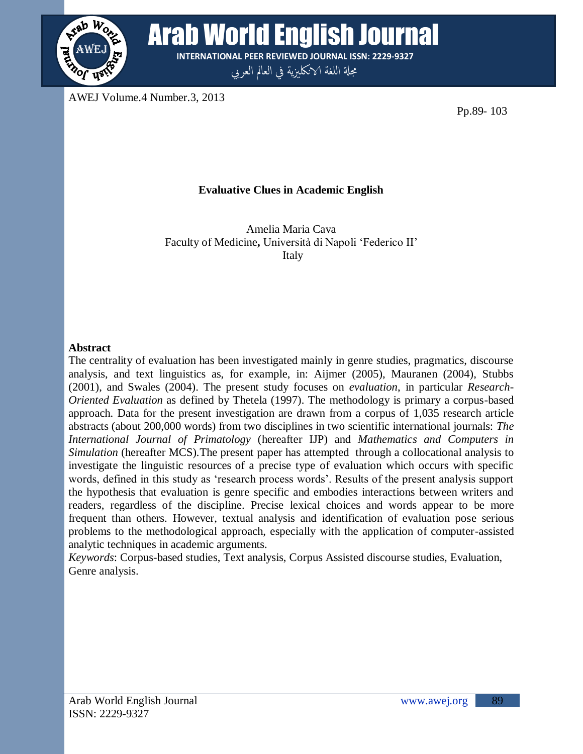# Evaluative Clues in Academic English

Amelia Maria Cava
Faculty of Medicine**,** Università di Napoli 'Federico II'
Italy

## Abstract

The centrality of evaluation has been investigated mainly in genre studies, pragmatics, discourse analysis, and text linguistics as, for example, in: Aijmer (2005), Mauranen (2004), Stubbs (2001), and Swales (2004). The present study focuses on *evaluation*, in particular *Research-Oriented Evaluation* as defined by Thetela (1997). The methodology is primary a corpus-based approach. Data for the present investigation are drawn from a corpus of 1,035 research article abstracts (about 200,000 words) from two disciplines in two scientific international journals: *The International Journal of Primatology* (hereafter IJP) and *Mathematics and Computers in Simulation* (hereafter MCS).The present paper has attempted through a collocational analysis to investigate the linguistic resources of a precise type of evaluation which occurs with specific words, defined in this study as 'research process words'. Results of the present analysis support the hypothesis that evaluation is genre specific and embodies interactions between writers and readers, regardless of the discipline. Precise lexical choices and words appear to be more frequent than others. However, textual analysis and identification of evaluation pose serious problems to the methodological approach, especially with the application of computer-assisted analytic techniques in academic arguments.

*Keywords*: Corpus-based studies, Text analysis, Corpus Assisted discourse studies, Evaluation, Genre analysis.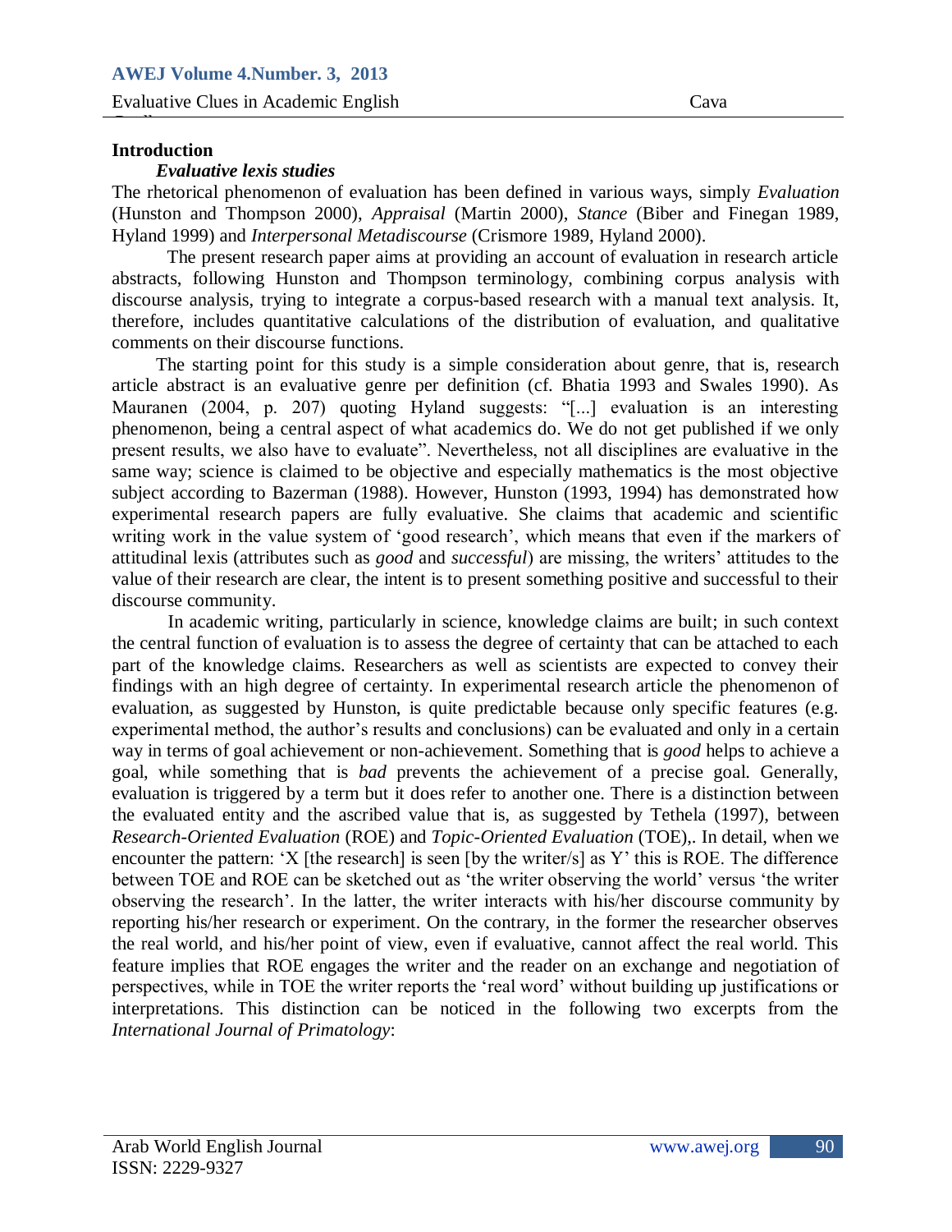## Introduction

### *Evaluative lexis studies*

The rhetorical phenomenon of evaluation has been defined in various ways, simply *Evaluation* (Hunston and Thompson 2000), *Appraisal* (Martin 2000), *Stance* (Biber and Finegan 1989, Hyland 1999) and *Interpersonal Metadiscourse* (Crismore 1989, Hyland 2000).

The present research paper aims at providing an account of evaluation in research article abstracts, following Hunston and Thompson terminology, combining corpus analysis with discourse analysis, trying to integrate a corpus-based research with a manual text analysis. It, therefore, includes quantitative calculations of the distribution of evaluation, and qualitative comments on their discourse functions.

The starting point for this study is a simple consideration about genre, that is, research article abstract is an evaluative genre per definition (cf. Bhatia 1993 and Swales 1990). As Mauranen (2004, p. 207) quoting Hyland suggests: "[...] evaluation is an interesting phenomenon, being a central aspect of what academics do. We do not get published if we only present results, we also have to evaluate". Nevertheless, not all disciplines are evaluative in the same way; science is claimed to be objective and especially mathematics is the most objective subject according to Bazerman (1988). However, Hunston (1993, 1994) has demonstrated how experimental research papers are fully evaluative. She claims that academic and scientific writing work in the value system of 'good research', which means that even if the markers of attitudinal lexis (attributes such as *good* and *successful*) are missing, the writers' attitudes to the value of their research are clear, the intent is to present something positive and successful to their discourse community.

In academic writing, particularly in science, knowledge claims are built; in such context the central function of evaluation is to assess the degree of certainty that can be attached to each part of the knowledge claims. Researchers as well as scientists are expected to convey their findings with an high degree of certainty. In experimental research article the phenomenon of evaluation, as suggested by Hunston, is quite predictable because only specific features (e.g. experimental method, the author's results and conclusions) can be evaluated and only in a certain way in terms of goal achievement or non-achievement. Something that is *good* helps to achieve a goal, while something that is *bad* prevents the achievement of a precise goal. Generally, evaluation is triggered by a term but it does refer to another one. There is a distinction between the evaluated entity and the ascribed value that is, as suggested by Tethela (1997), between *Research-Oriented Evaluation* (ROE) and *Topic-Oriented Evaluation* (TOE),. In detail, when we encounter the pattern: 'X [the research] is seen [by the writer/s] as Y' this is ROE. The difference between TOE and ROE can be sketched out as 'the writer observing the world' versus 'the writer observing the research'. In the latter, the writer interacts with his/her discourse community by reporting his/her research or experiment. On the contrary, in the former the researcher observes the real world, and his/her point of view, even if evaluative, cannot affect the real world. This feature implies that ROE engages the writer and the reader on an exchange and negotiation of perspectives, while in TOE the writer reports the 'real word' without building up justifications or interpretations. This distinction can be noticed in the following two excerpts from the *International Journal of Primatology*: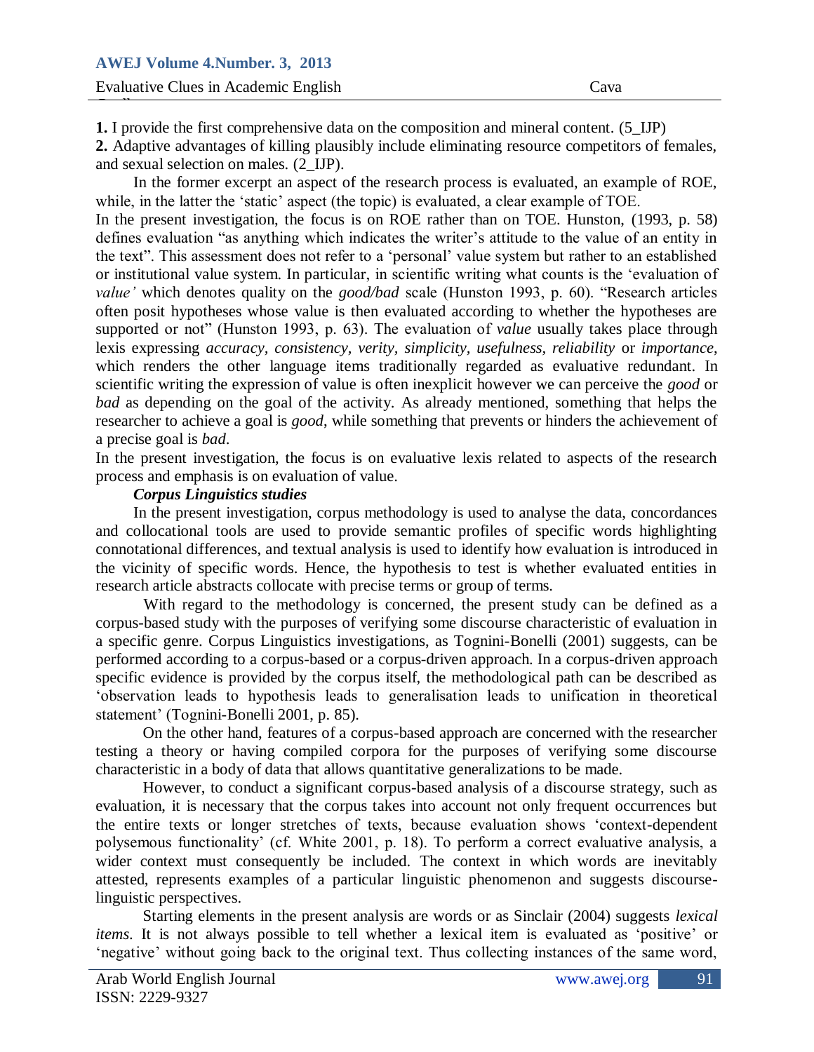**1.** I provide the first comprehensive data on the composition and mineral content. (5_IJP)
**2.** Adaptive advantages of killing plausibly include eliminating resource competitors of females, and sexual selection on males. (2_IJP).

In the former excerpt an aspect of the research process is evaluated, an example of ROE, while, in the latter the 'static' aspect (the topic) is evaluated, a clear example of TOE.

In the present investigation, the focus is on ROE rather than on TOE. Hunston, (1993, p. 58) defines evaluation "as anything which indicates the writer's attitude to the value of an entity in the text". This assessment does not refer to a 'personal' value system but rather to an established or institutional value system. In particular, in scientific writing what counts is the 'evaluation of *value'* which denotes quality on the *good/bad* scale (Hunston 1993, p. 60). "Research articles often posit hypotheses whose value is then evaluated according to whether the hypotheses are supported or not" (Hunston 1993, p. 63). The evaluation of *value* usually takes place through lexis expressing *accuracy, consistency, verity, simplicity, usefulness, reliability* or *importance*, which renders the other language items traditionally regarded as evaluative redundant. In scientific writing the expression of value is often inexplicit however we can perceive the *good* or *bad* as depending on the goal of the activity. As already mentioned, something that helps the researcher to achieve a goal is *good*, while something that prevents or hinders the achievement of a precise goal is *bad*.

In the present investigation, the focus is on evaluative lexis related to aspects of the research process and emphasis is on evaluation of value.

***Corpus Linguistics studies***

In the present investigation, corpus methodology is used to analyse the data, concordances and collocational tools are used to provide semantic profiles of specific words highlighting connotational differences, and textual analysis is used to identify how evaluation is introduced in the vicinity of specific words. Hence, the hypothesis to test is whether evaluated entities in research article abstracts collocate with precise terms or group of terms.

With regard to the methodology is concerned, the present study can be defined as a corpus-based study with the purposes of verifying some discourse characteristic of evaluation in a specific genre. Corpus Linguistics investigations, as Tognini-Bonelli (2001) suggests, can be performed according to a corpus-based or a corpus-driven approach. In a corpus-driven approach specific evidence is provided by the corpus itself, the methodological path can be described as 'observation leads to hypothesis leads to generalisation leads to unification in theoretical statement' (Tognini-Bonelli 2001, p. 85).

On the other hand, features of a corpus-based approach are concerned with the researcher testing a theory or having compiled corpora for the purposes of verifying some discourse characteristic in a body of data that allows quantitative generalizations to be made.

However, to conduct a significant corpus-based analysis of a discourse strategy, such as evaluation, it is necessary that the corpus takes into account not only frequent occurrences but the entire texts or longer stretches of texts, because evaluation shows 'context-dependent polysemous functionality' (cf. White 2001, p. 18). To perform a correct evaluative analysis, a wider context must consequently be included. The context in which words are inevitably attested, represents examples of a particular linguistic phenomenon and suggests discourse-linguistic perspectives.

Starting elements in the present analysis are words or as Sinclair (2004) suggests *lexical items*. It is not always possible to tell whether a lexical item is evaluated as 'positive' or 'negative' without going back to the original text. Thus collecting instances of the same word,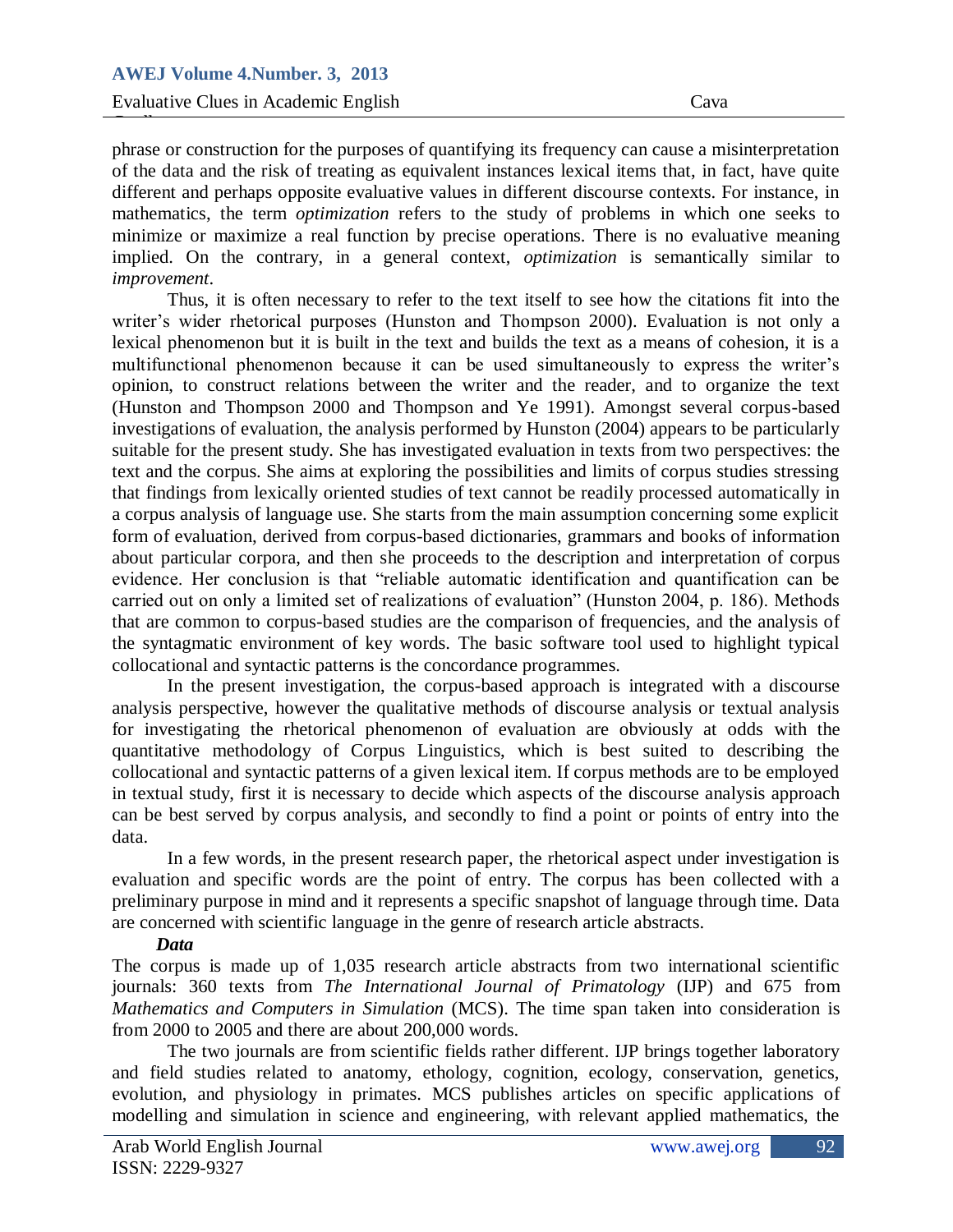phrase or construction for the purposes of quantifying its frequency can cause a misinterpretation of the data and the risk of treating as equivalent instances lexical items that, in fact, have quite different and perhaps opposite evaluative values in different discourse contexts. For instance, in mathematics, the term *optimization* refers to the study of problems in which one seeks to minimize or maximize a real function by precise operations. There is no evaluative meaning implied. On the contrary, in a general context, *optimization* is semantically similar to *improvement*.

Thus, it is often necessary to refer to the text itself to see how the citations fit into the writer's wider rhetorical purposes (Hunston and Thompson 2000). Evaluation is not only a lexical phenomenon but it is built in the text and builds the text as a means of cohesion, it is a multifunctional phenomenon because it can be used simultaneously to express the writer's opinion, to construct relations between the writer and the reader, and to organize the text (Hunston and Thompson 2000 and Thompson and Ye 1991). Amongst several corpus-based investigations of evaluation, the analysis performed by Hunston (2004) appears to be particularly suitable for the present study. She has investigated evaluation in texts from two perspectives: the text and the corpus. She aims at exploring the possibilities and limits of corpus studies stressing that findings from lexically oriented studies of text cannot be readily processed automatically in a corpus analysis of language use. She starts from the main assumption concerning some explicit form of evaluation, derived from corpus-based dictionaries, grammars and books of information about particular corpora, and then she proceeds to the description and interpretation of corpus evidence. Her conclusion is that "reliable automatic identification and quantification can be carried out on only a limited set of realizations of evaluation" (Hunston 2004, p. 186). Methods that are common to corpus-based studies are the comparison of frequencies, and the analysis of the syntagmatic environment of key words. The basic software tool used to highlight typical collocational and syntactic patterns is the concordance programmes.

In the present investigation, the corpus-based approach is integrated with a discourse analysis perspective, however the qualitative methods of discourse analysis or textual analysis for investigating the rhetorical phenomenon of evaluation are obviously at odds with the quantitative methodology of Corpus Linguistics, which is best suited to describing the collocational and syntactic patterns of a given lexical item. If corpus methods are to be employed in textual study, first it is necessary to decide which aspects of the discourse analysis approach can be best served by corpus analysis, and secondly to find a point or points of entry into the data.

In a few words, in the present research paper, the rhetorical aspect under investigation is evaluation and specific words are the point of entry. The corpus has been collected with a preliminary purpose in mind and it represents a specific snapshot of language through time. Data are concerned with scientific language in the genre of research article abstracts.

***Data***

The corpus is made up of 1,035 research article abstracts from two international scientific journals: 360 texts from *The International Journal of Primatology* (IJP) and 675 from *Mathematics and Computers in Simulation* (MCS). The time span taken into consideration is from 2000 to 2005 and there are about 200,000 words.

The two journals are from scientific fields rather different. IJP brings together laboratory and field studies related to anatomy, ethology, cognition, ecology, conservation, genetics, evolution, and physiology in primates. MCS publishes articles on specific applications of modelling and simulation in science and engineering, with relevant applied mathematics, the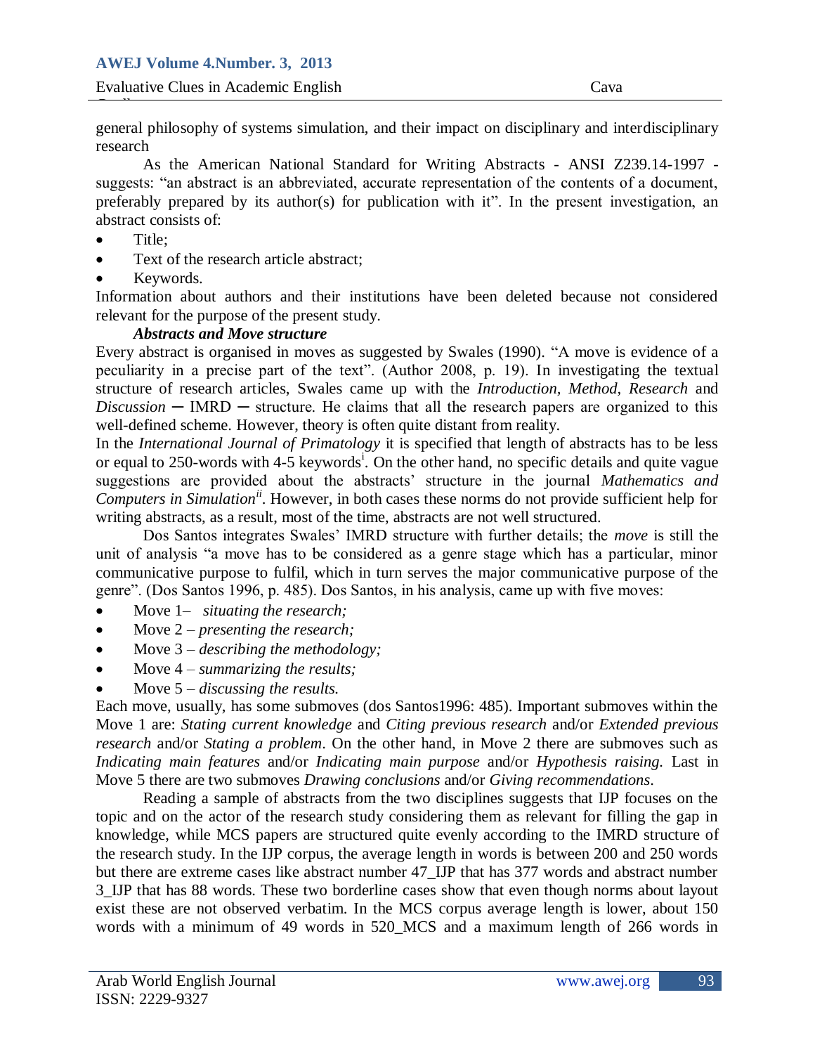general philosophy of systems simulation, and their impact on disciplinary and interdisciplinary research

As the American National Standard for Writing Abstracts - ANSI Z239.14-1997 - suggests: “an abstract is an abbreviated, accurate representation of the contents of a document, preferably prepared by its author(s) for publication with it”. In the present investigation, an abstract consists of:

- Title;
- Text of the research article abstract;
- Keywords.

Information about authors and their institutions have been deleted because not considered relevant for the purpose of the present study.

***Abstracts and Move structure***

Every abstract is organised in moves as suggested by Swales (1990). “A move is evidence of a peculiarity in a precise part of the text”. (Author 2008, p. 19). In investigating the textual structure of research articles, Swales came up with the *Introduction, Method, Research* and *Discussion* ─ IMRD ─ structure. He claims that all the research papers are organized to this well-defined scheme. However, theory is often quite distant from reality.

In the *International Journal of Primatology* it is specified that length of abstracts has to be less or equal to 250-words with 4-5 keywords[i]. On the other hand, no specific details and quite vague suggestions are provided about the abstracts’ structure in the journal *Mathematics and Computers in Simulation*[ii]. However, in both cases these norms do not provide sufficient help for writing abstracts, as a result, most of the time, abstracts are not well structured.

Dos Santos integrates Swales’ IMRD structure with further details; the *move* is still the unit of analysis “a move has to be considered as a genre stage which has a particular, minor communicative purpose to fulfil, which in turn serves the major communicative purpose of the genre”. (Dos Santos 1996, p. 485). Dos Santos, in his analysis, came up with five moves:

- Move 1– *situating the research;*
- Move 2 – *presenting the research;*
- Move 3 – *describing the methodology;*
- Move 4 – *summarizing the results;*
- Move 5 – *discussing the results.*

Each move, usually, has some submoves (dos Santos1996: 485). Important submoves within the Move 1 are: *Stating current knowledge* and *Citing previous research* and/or *Extended previous research* and/or *Stating a problem*. On the other hand, in Move 2 there are submoves such as *Indicating main features* and/or *Indicating main purpose* and/or *Hypothesis raising.* Last in Move 5 there are two submoves *Drawing conclusions* and/or *Giving recommendations*.

Reading a sample of abstracts from the two disciplines suggests that IJP focuses on the topic and on the actor of the research study considering them as relevant for filling the gap in knowledge, while MCS papers are structured quite evenly according to the IMRD structure of the research study. In the IJP corpus, the average length in words is between 200 and 250 words but there are extreme cases like abstract number 47_IJP that has 377 words and abstract number 3_IJP that has 88 words. These two borderline cases show that even though norms about layout exist these are not observed verbatim. In the MCS corpus average length is lower, about 150 words with a minimum of 49 words in 520_MCS and a maximum length of 266 words in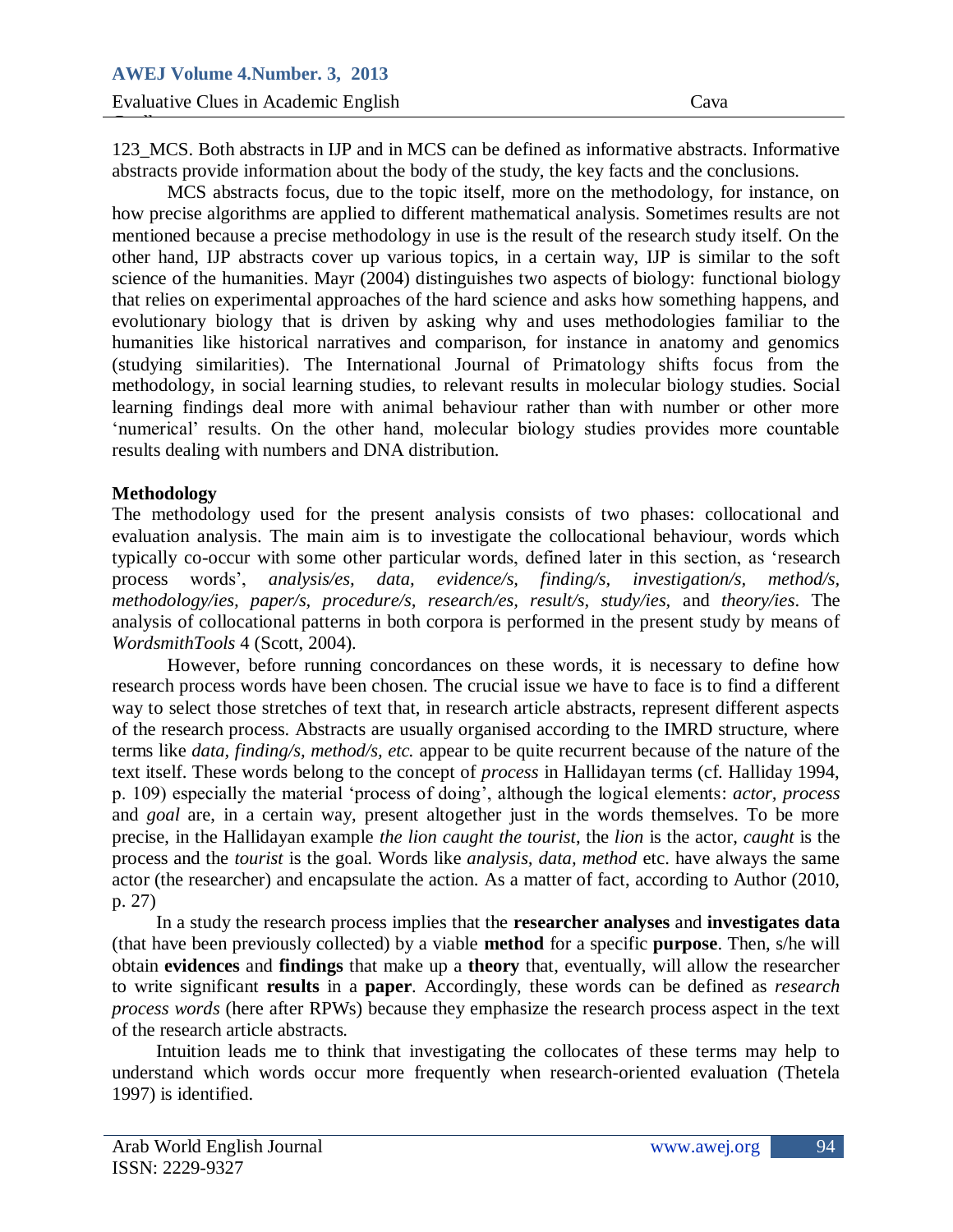123_MCS. Both abstracts in IJP and in MCS can be defined as informative abstracts. Informative abstracts provide information about the body of the study, the key facts and the conclusions.

MCS abstracts focus, due to the topic itself, more on the methodology, for instance, on how precise algorithms are applied to different mathematical analysis. Sometimes results are not mentioned because a precise methodology in use is the result of the research study itself. On the other hand, IJP abstracts cover up various topics, in a certain way, IJP is similar to the soft science of the humanities. Mayr (2004) distinguishes two aspects of biology: functional biology that relies on experimental approaches of the hard science and asks how something happens, and evolutionary biology that is driven by asking why and uses methodologies familiar to the humanities like historical narratives and comparison, for instance in anatomy and genomics (studying similarities). The International Journal of Primatology shifts focus from the methodology, in social learning studies, to relevant results in molecular biology studies. Social learning findings deal more with animal behaviour rather than with number or other more 'numerical' results. On the other hand, molecular biology studies provides more countable results dealing with numbers and DNA distribution.

## Methodology

The methodology used for the present analysis consists of two phases: collocational and evaluation analysis. The main aim is to investigate the collocational behaviour, words which typically co-occur with some other particular words, defined later in this section, as 'research process words', *analysis/es, data, evidence/s, finding/s, investigation/s, method/s, methodology/ies, paper/s, procedure/s, research/es, result/s, study/ies,* and *theory/ies*. The analysis of collocational patterns in both corpora is performed in the present study by means of *WordsmithTools* 4 (Scott, 2004).

However, before running concordances on these words, it is necessary to define how research process words have been chosen. The crucial issue we have to face is to find a different way to select those stretches of text that, in research article abstracts, represent different aspects of the research process. Abstracts are usually organised according to the IMRD structure, where terms like *data, finding/s, method/s, etc.* appear to be quite recurrent because of the nature of the text itself. These words belong to the concept of *process* in Hallidayan terms (cf. Halliday 1994, p. 109) especially the material 'process of doing', although the logical elements: *actor, process* and *goal* are, in a certain way, present altogether just in the words themselves. To be more precise, in the Hallidayan example *the lion caught the tourist*, the *lion* is the actor, *caught* is the process and the *tourist* is the goal. Words like *analysis, data, method* etc. have always the same actor (the researcher) and encapsulate the action. As a matter of fact, according to Author (2010, p. 27)

In a study the research process implies that the **researcher analyses** and **investigates data** (that have been previously collected) by a viable **method** for a specific **purpose**. Then, s/he will obtain **evidences** and **findings** that make up a **theory** that, eventually, will allow the researcher to write significant **results** in a **paper**. Accordingly, these words can be defined as *research process words* (here after RPWs) because they emphasize the research process aspect in the text of the research article abstracts.

Intuition leads me to think that investigating the collocates of these terms may help to understand which words occur more frequently when research-oriented evaluation (Thetela 1997) is identified.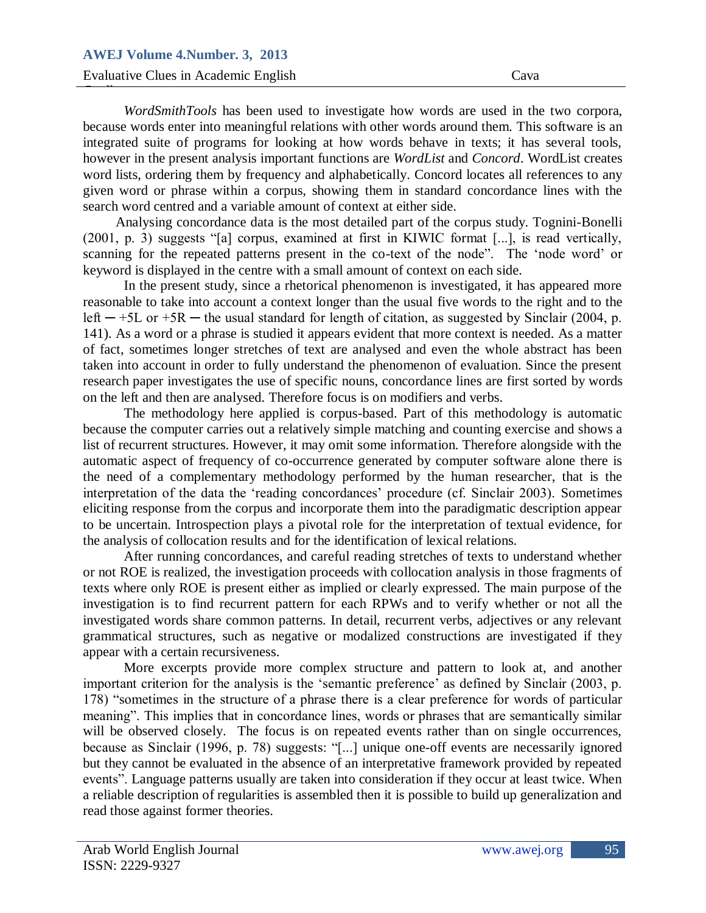*WordSmithTools* has been used to investigate how words are used in the two corpora, because words enter into meaningful relations with other words around them. This software is an integrated suite of programs for looking at how words behave in texts; it has several tools, however in the present analysis important functions are *WordList* and *Concord*. WordList creates word lists, ordering them by frequency and alphabetically. Concord locates all references to any given word or phrase within a corpus, showing them in standard concordance lines with the search word centred and a variable amount of context at either side.

Analysing concordance data is the most detailed part of the corpus study. Tognini-Bonelli (2001, p. 3) suggests "[a] corpus, examined at first in KIWIC format [...], is read vertically, scanning for the repeated patterns present in the co-text of the node". The 'node word' or keyword is displayed in the centre with a small amount of context on each side.

In the present study, since a rhetorical phenomenon is investigated, it has appeared more reasonable to take into account a context longer than the usual five words to the right and to the left ─ +5L or +5R ─ the usual standard for length of citation, as suggested by Sinclair (2004, p. 141). As a word or a phrase is studied it appears evident that more context is needed. As a matter of fact, sometimes longer stretches of text are analysed and even the whole abstract has been taken into account in order to fully understand the phenomenon of evaluation. Since the present research paper investigates the use of specific nouns, concordance lines are first sorted by words on the left and then are analysed. Therefore focus is on modifiers and verbs.

The methodology here applied is corpus-based. Part of this methodology is automatic because the computer carries out a relatively simple matching and counting exercise and shows a list of recurrent structures. However, it may omit some information. Therefore alongside with the automatic aspect of frequency of co-occurrence generated by computer software alone there is the need of a complementary methodology performed by the human researcher, that is the interpretation of the data the 'reading concordances' procedure (cf. Sinclair 2003). Sometimes eliciting response from the corpus and incorporate them into the paradigmatic description appear to be uncertain. Introspection plays a pivotal role for the interpretation of textual evidence, for the analysis of collocation results and for the identification of lexical relations.

After running concordances, and careful reading stretches of texts to understand whether or not ROE is realized, the investigation proceeds with collocation analysis in those fragments of texts where only ROE is present either as implied or clearly expressed. The main purpose of the investigation is to find recurrent pattern for each RPWs and to verify whether or not all the investigated words share common patterns. In detail, recurrent verbs, adjectives or any relevant grammatical structures, such as negative or modalized constructions are investigated if they appear with a certain recursiveness.

More excerpts provide more complex structure and pattern to look at, and another important criterion for the analysis is the 'semantic preference' as defined by Sinclair (2003, p. 178) "sometimes in the structure of a phrase there is a clear preference for words of particular meaning". This implies that in concordance lines, words or phrases that are semantically similar will be observed closely. The focus is on repeated events rather than on single occurrences, because as Sinclair (1996, p. 78) suggests: "[...] unique one-off events are necessarily ignored but they cannot be evaluated in the absence of an interpretative framework provided by repeated events". Language patterns usually are taken into consideration if they occur at least twice. When a reliable description of regularities is assembled then it is possible to build up generalization and read those against former theories.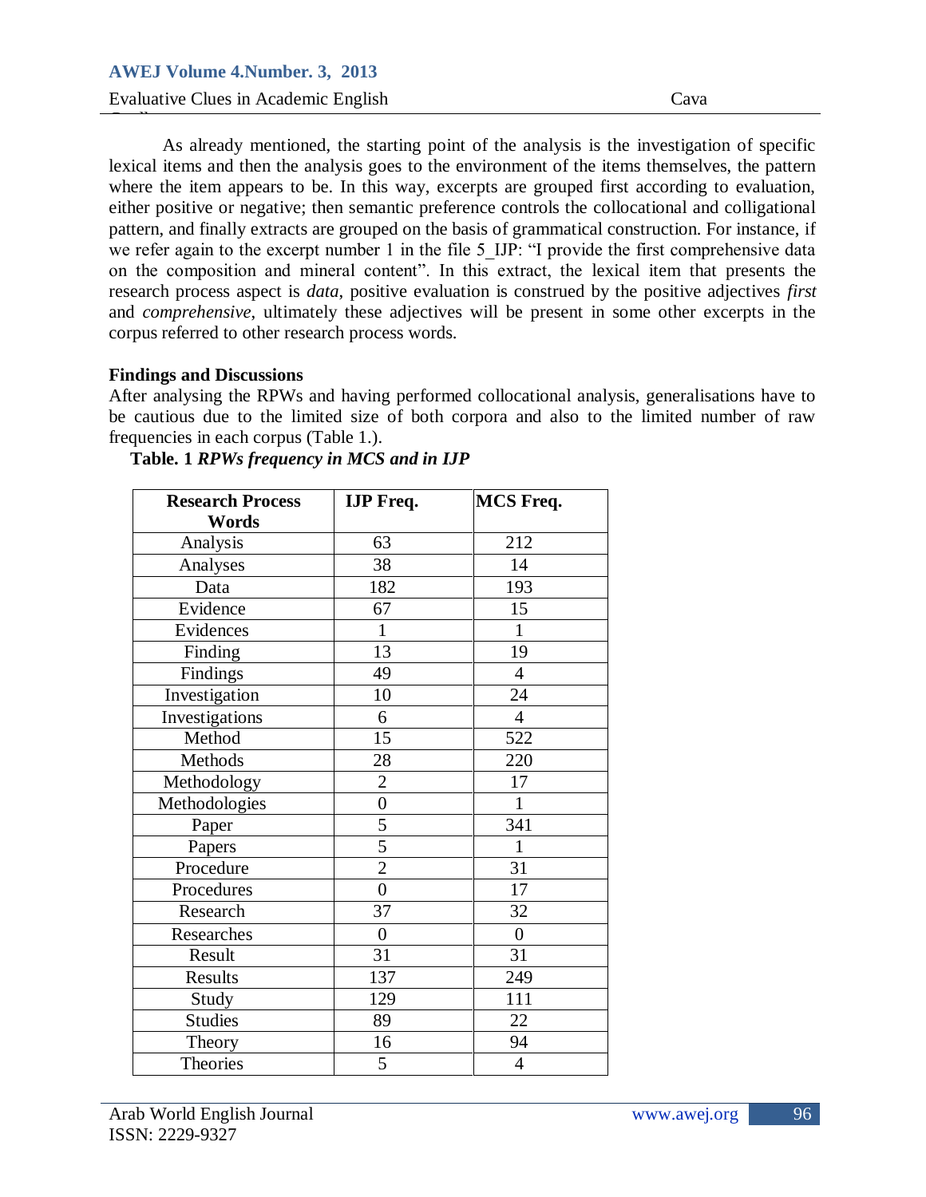As already mentioned, the starting point of the analysis is the investigation of specific lexical items and then the analysis goes to the environment of the items themselves, the pattern where the item appears to be. In this way, excerpts are grouped first according to evaluation, either positive or negative; then semantic preference controls the collocational and colligational pattern, and finally extracts are grouped on the basis of grammatical construction. For instance, if we refer again to the excerpt number 1 in the file 5_IJP: "I provide the first comprehensive data on the composition and mineral content". In this extract, the lexical item that presents the research process aspect is *data*, positive evaluation is construed by the positive adjectives *first* and *comprehensive*, ultimately these adjectives will be present in some other excerpts in the corpus referred to other research process words.

**Findings and Discussions**

After analysing the RPWs and having performed collocational analysis, generalisations have to be cautious due to the limited size of both corpora and also to the limited number of raw frequencies in each corpus (Table 1.).

**Table. 1** ***RPWs frequency in MCS and in IJP***

| Research Process Words | IJP Freq. | MCS Freq. |
|---|---|---|
| Analysis | 63 | 212 |
| Analyses | 38 | 14 |
| Data | 182 | 193 |
| Evidence | 67 | 15 |
| Evidences | 1 | 1 |
| Finding | 13 | 19 |
| Findings | 49 | 4 |
| Investigation | 10 | 24 |
| Investigations | 6 | 4 |
| Method | 15 | 522 |
| Methods | 28 | 220 |
| Methodology | 2 | 17 |
| Methodologies | 0 | 1 |
| Paper | 5 | 341 |
| Papers | 5 | 1 |
| Procedure | 2 | 31 |
| Procedures | 0 | 17 |
| Research | 37 | 32 |
| Researches | 0 | 0 |
| Result | 31 | 31 |
| Results | 137 | 249 |
| Study | 129 | 111 |
| Studies | 89 | 22 |
| Theory | 16 | 94 |
| Theories | 5 | 4 |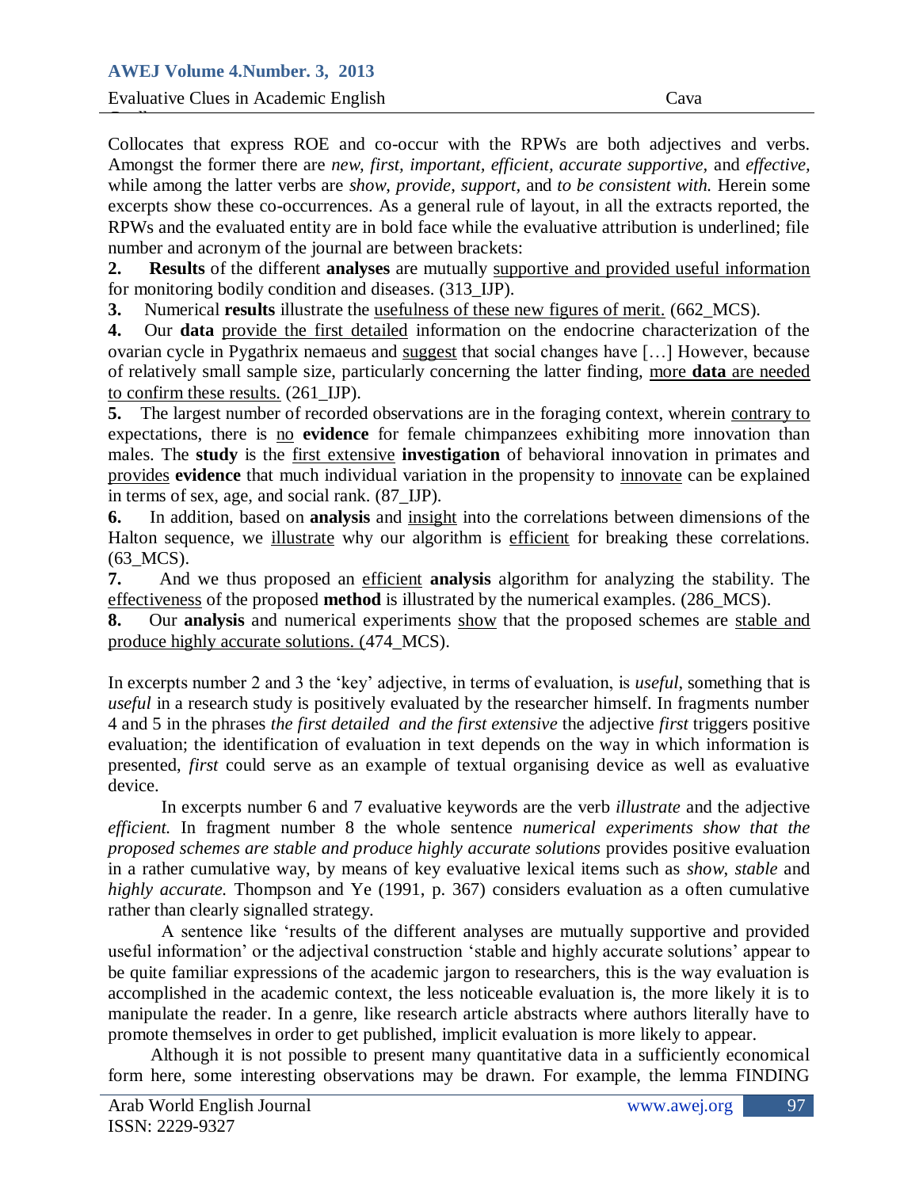Collocates that express ROE and co-occur with the RPWs are both adjectives and verbs. Amongst the former there are *new, first, important, efficient, accurate supportive,* and *effective,* while among the latter verbs are *show*, *provide*, *support*, and *to be consistent with.* Herein some excerpts show these co-occurrences. As a general rule of layout, in all the extracts reported, the RPWs and the evaluated entity are in bold face while the evaluative attribution is underlined; file number and acronym of the journal are between brackets:

**2.** **Results** of the different **analyses** are mutually <u>supportive and provided useful information</u> for monitoring bodily condition and diseases. (313_IJP).

**3.** Numerical **results** illustrate the <u>usefulness of these new figures of merit.</u> (662_MCS).

**4.** Our **data** <u>provide the first detailed</u> information on the endocrine characterization of the ovarian cycle in Pygathrix nemaeus and <u>suggest</u> that social changes have […] However, because of relatively small sample size, particularly concerning the latter finding, <u>more **data** are needed to confirm these results.</u> (261_IJP).

**5.** The largest number of recorded observations are in the foraging context, wherein <u>contrary to</u> expectations, there is <u>no</u> **evidence** for female chimpanzees exhibiting more innovation than males. The **study** is the <u>first extensive</u> **investigation** of behavioral innovation in primates and <u>provides</u> **evidence** that much individual variation in the propensity to <u>innovate</u> can be explained in terms of sex, age, and social rank. (87_IJP).

**6.** In addition, based on **analysis** and <u>insight</u> into the correlations between dimensions of the Halton sequence, we <u>illustrate</u> why our algorithm is <u>efficient</u> for breaking these correlations. (63_MCS).

**7.** And we thus proposed an <u>efficient</u> **analysis** algorithm for analyzing the stability. The <u>effectiveness</u> of the proposed **method** is illustrated by the numerical examples. (286_MCS).

**8.** Our **analysis** and numerical experiments <u>show</u> that the proposed schemes are <u>stable and produce highly accurate solutions.</u> (474_MCS).

In excerpts number 2 and 3 the 'key' adjective, in terms of evaluation, is *useful*, something that is *useful* in a research study is positively evaluated by the researcher himself. In fragments number 4 and 5 in the phrases *the first detailed and the first extensive* the adjective *first* triggers positive evaluation; the identification of evaluation in text depends on the way in which information is presented, *first* could serve as an example of textual organising device as well as evaluative device.

In excerpts number 6 and 7 evaluative keywords are the verb *illustrate* and the adjective *efficient.* In fragment number 8 the whole sentence *numerical experiments show that the proposed schemes are stable and produce highly accurate solutions* provides positive evaluation in a rather cumulative way, by means of key evaluative lexical items such as *show*, *stable* and *highly accurate.* Thompson and Ye (1991, p. 367) considers evaluation as a often cumulative rather than clearly signalled strategy.

A sentence like 'results of the different analyses are mutually supportive and provided useful information' or the adjectival construction 'stable and highly accurate solutions' appear to be quite familiar expressions of the academic jargon to researchers, this is the way evaluation is accomplished in the academic context, the less noticeable evaluation is, the more likely it is to manipulate the reader. In a genre, like research article abstracts where authors literally have to promote themselves in order to get published, implicit evaluation is more likely to appear.

Although it is not possible to present many quantitative data in a sufficiently economical form here, some interesting observations may be drawn. For example, the lemma FINDING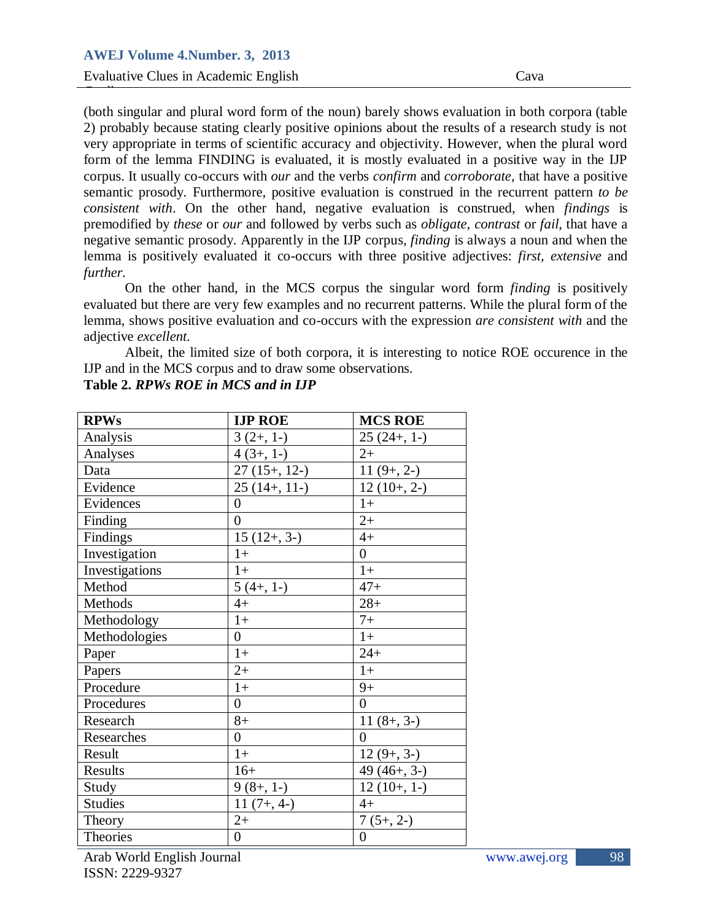(both singular and plural word form of the noun) barely shows evaluation in both corpora (table 2) probably because stating clearly positive opinions about the results of a research study is not very appropriate in terms of scientific accuracy and objectivity. However, when the plural word form of the lemma FINDING is evaluated, it is mostly evaluated in a positive way in the IJP corpus. It usually co-occurs with *our* and the verbs *confirm* and *corroborate*, that have a positive semantic prosody. Furthermore, positive evaluation is construed in the recurrent pattern *to be consistent with*. On the other hand, negative evaluation is construed, when *findings* is premodified by *these* or *our* and followed by verbs such as *obligate, contrast* or *fail*, that have a negative semantic prosody. Apparently in the IJP corpus, *finding* is always a noun and when the lemma is positively evaluated it co-occurs with three positive adjectives: *first, extensive* and *further.*

On the other hand, in the MCS corpus the singular word form *finding* is positively evaluated but there are very few examples and no recurrent patterns. While the plural form of the lemma, shows positive evaluation and co-occurs with the expression *are consistent with* and the adjective *excellent.*

Albeit, the limited size of both corpora, it is interesting to notice ROE occurence in the IJP and in the MCS corpus and to draw some observations.

**Table 2.** ***RPWs ROE in MCS and in IJP***

| RPWs | IJP ROE | MCS ROE |
|---|---|---|
| Analysis | 3 (2+, 1-) | 25 (24+, 1-) |
| Analyses | 4 (3+, 1-) | 2+ |
| Data | 27 (15+, 12-) | 11 (9+, 2-) |
| Evidence | 25 (14+, 11-) | 12 (10+, 2-) |
| Evidences | 0 | 1+ |
| Finding | 0 | 2+ |
| Findings | 15 (12+, 3-) | 4+ |
| Investigation | 1+ | 0 |
| Investigations | 1+ | 1+ |
| Method | 5 (4+, 1-) | 47+ |
| Methods | 4+ | 28+ |
| Methodology | 1+ | 7+ |
| Methodologies | 0 | 1+ |
| Paper | 1+ | 24+ |
| Papers | 2+ | 1+ |
| Procedure | 1+ | 9+ |
| Procedures | 0 | 0 |
| Research | 8+ | 11 (8+, 3-) |
| Researches | 0 | 0 |
| Result | 1+ | 12 (9+, 3-) |
| Results | 16+ | 49 (46+, 3-) |
| Study | 9 (8+, 1-) | 12 (10+, 1-) |
| Studies | 11 (7+, 4-) | 4+ |
| Theory | 2+ | 7 (5+, 2-) |
| Theories | 0 | 0 |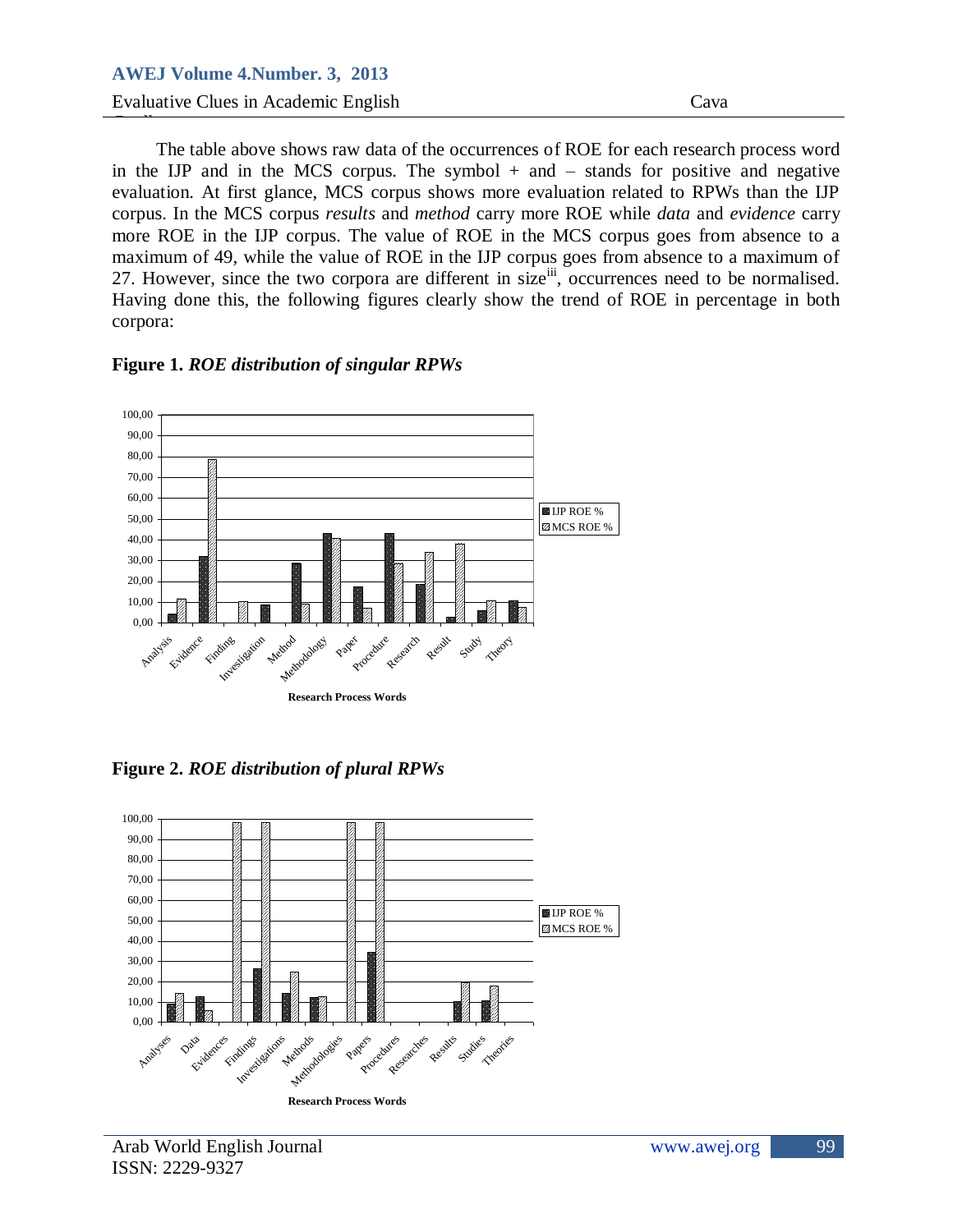The table above shows raw data of the occurrences of ROE for each research process word in the IJP and in the MCS corpus. The symbol + and – stands for positive and negative evaluation. At first glance, MCS corpus shows more evaluation related to RPWs than the IJP corpus. In the MCS corpus *results* and *method* carry more ROE while *data* and *evidence* carry more ROE in the IJP corpus. The value of ROE in the MCS corpus goes from absence to a maximum of 49, while the value of ROE in the IJP corpus goes from absence to a maximum of 27. However, since the two corpora are different in size[iii], occurrences need to be normalised. Having done this, the following figures clearly show the trend of ROE in percentage in both corpora:

**Figure 1.** ***ROE distribution of singular RPWs***

**Figure 2.** ***ROE distribution of plural RPWs***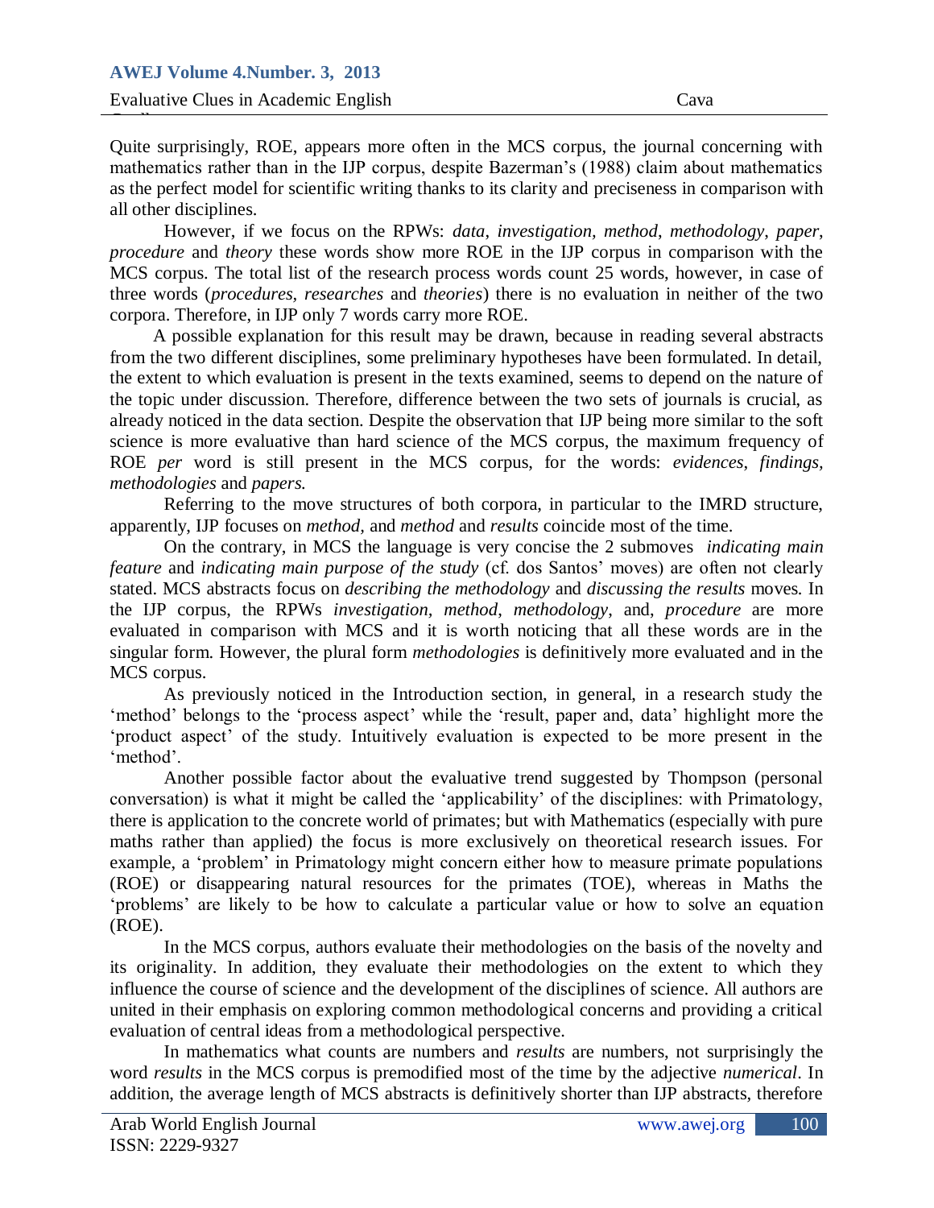Quite surprisingly, ROE, appears more often in the MCS corpus, the journal concerning with mathematics rather than in the IJP corpus, despite Bazerman's (1988) claim about mathematics as the perfect model for scientific writing thanks to its clarity and preciseness in comparison with all other disciplines.

However, if we focus on the RPWs: *data*, *investigation*, *method*, *methodology*, *paper*, *procedure* and *theory* these words show more ROE in the IJP corpus in comparison with the MCS corpus. The total list of the research process words count 25 words, however, in case of three words (*procedures, researches* and *theories*) there is no evaluation in neither of the two corpora. Therefore, in IJP only 7 words carry more ROE.

A possible explanation for this result may be drawn, because in reading several abstracts from the two different disciplines, some preliminary hypotheses have been formulated. In detail, the extent to which evaluation is present in the texts examined, seems to depend on the nature of the topic under discussion. Therefore, difference between the two sets of journals is crucial, as already noticed in the data section. Despite the observation that IJP being more similar to the soft science is more evaluative than hard science of the MCS corpus, the maximum frequency of ROE *per* word is still present in the MCS corpus, for the words: *evidences*, *findings*, *methodologies* and *papers.*

Referring to the move structures of both corpora, in particular to the IMRD structure, apparently, IJP focuses on *method,* and *method* and *results* coincide most of the time.

On the contrary, in MCS the language is very concise the 2 submoves *indicating main feature* and *indicating main purpose of the study* (cf. dos Santos' moves) are often not clearly stated. MCS abstracts focus on *describing the methodology* and *discussing the results* moves. In the IJP corpus, the RPWs *investigation, method*, *methodology*, and, *procedure* are more evaluated in comparison with MCS and it is worth noticing that all these words are in the singular form. However, the plural form *methodologies* is definitively more evaluated and in the MCS corpus.

As previously noticed in the Introduction section, in general, in a research study the 'method' belongs to the 'process aspect' while the 'result, paper and, data' highlight more the 'product aspect' of the study. Intuitively evaluation is expected to be more present in the 'method'.

Another possible factor about the evaluative trend suggested by Thompson (personal conversation) is what it might be called the 'applicability' of the disciplines: with Primatology, there is application to the concrete world of primates; but with Mathematics (especially with pure maths rather than applied) the focus is more exclusively on theoretical research issues. For example, a 'problem' in Primatology might concern either how to measure primate populations (ROE) or disappearing natural resources for the primates (TOE), whereas in Maths the 'problems' are likely to be how to calculate a particular value or how to solve an equation (ROE).

In the MCS corpus, authors evaluate their methodologies on the basis of the novelty and its originality. In addition, they evaluate their methodologies on the extent to which they influence the course of science and the development of the disciplines of science. All authors are united in their emphasis on exploring common methodological concerns and providing a critical evaluation of central ideas from a methodological perspective.

In mathematics what counts are numbers and *results* are numbers, not surprisingly the word *results* in the MCS corpus is premodified most of the time by the adjective *numerical*. In addition, the average length of MCS abstracts is definitively shorter than IJP abstracts, therefore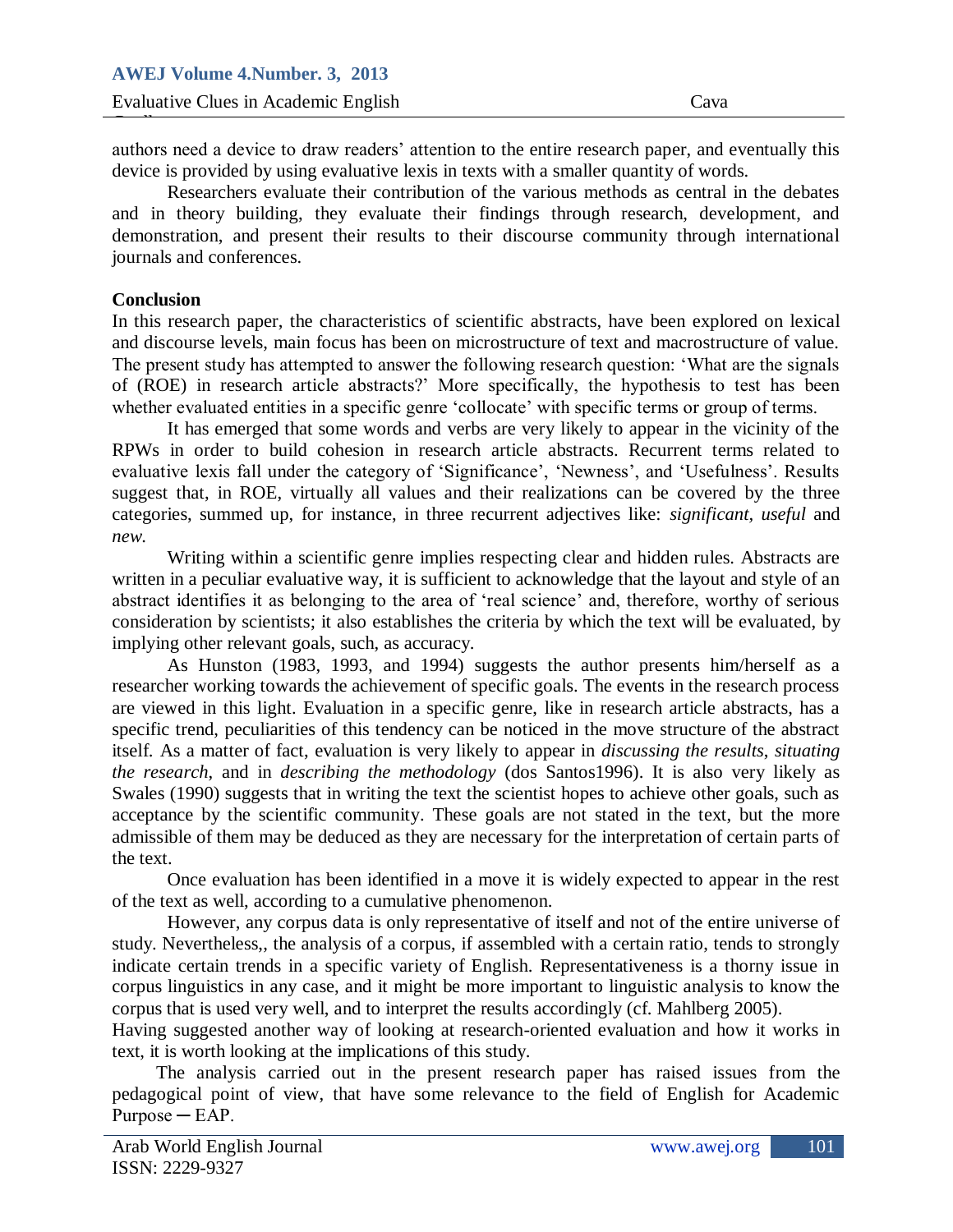authors need a device to draw readers' attention to the entire research paper, and eventually this device is provided by using evaluative lexis in texts with a smaller quantity of words.

Researchers evaluate their contribution of the various methods as central in the debates and in theory building, they evaluate their findings through research, development, and demonstration, and present their results to their discourse community through international journals and conferences.

**Conclusion**

In this research paper, the characteristics of scientific abstracts, have been explored on lexical and discourse levels, main focus has been on microstructure of text and macrostructure of value. The present study has attempted to answer the following research question: 'What are the signals of (ROE) in research article abstracts?' More specifically, the hypothesis to test has been whether evaluated entities in a specific genre 'collocate' with specific terms or group of terms.

It has emerged that some words and verbs are very likely to appear in the vicinity of the RPWs in order to build cohesion in research article abstracts. Recurrent terms related to evaluative lexis fall under the category of 'Significance', 'Newness', and 'Usefulness'. Results suggest that, in ROE, virtually all values and their realizations can be covered by the three categories, summed up, for instance, in three recurrent adjectives like: *significant*, *useful* and *new.*

Writing within a scientific genre implies respecting clear and hidden rules. Abstracts are written in a peculiar evaluative way, it is sufficient to acknowledge that the layout and style of an abstract identifies it as belonging to the area of 'real science' and, therefore, worthy of serious consideration by scientists; it also establishes the criteria by which the text will be evaluated, by implying other relevant goals, such, as accuracy.

As Hunston (1983, 1993, and 1994) suggests the author presents him/herself as a researcher working towards the achievement of specific goals. The events in the research process are viewed in this light. Evaluation in a specific genre, like in research article abstracts, has a specific trend, peculiarities of this tendency can be noticed in the move structure of the abstract itself. As a matter of fact, evaluation is very likely to appear in *discussing the results*, *situating the research*, and in *describing the methodology* (dos Santos1996). It is also very likely as Swales (1990) suggests that in writing the text the scientist hopes to achieve other goals, such as acceptance by the scientific community. These goals are not stated in the text, but the more admissible of them may be deduced as they are necessary for the interpretation of certain parts of the text.

Once evaluation has been identified in a move it is widely expected to appear in the rest of the text as well, according to a cumulative phenomenon.

However, any corpus data is only representative of itself and not of the entire universe of study. Nevertheless,, the analysis of a corpus, if assembled with a certain ratio, tends to strongly indicate certain trends in a specific variety of English. Representativeness is a thorny issue in corpus linguistics in any case, and it might be more important to linguistic analysis to know the corpus that is used very well, and to interpret the results accordingly (cf. Mahlberg 2005).

Having suggested another way of looking at research-oriented evaluation and how it works in text, it is worth looking at the implications of this study.

The analysis carried out in the present research paper has raised issues from the pedagogical point of view, that have some relevance to the field of English for Academic Purpose ─ EAP.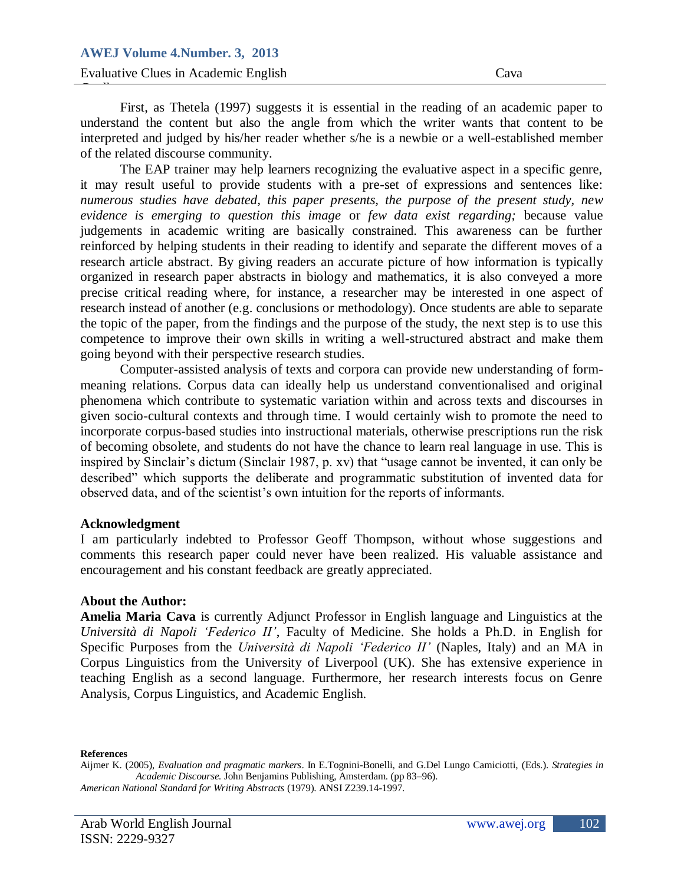First, as Thetela (1997) suggests it is essential in the reading of an academic paper to understand the content but also the angle from which the writer wants that content to be interpreted and judged by his/her reader whether s/he is a newbie or a well-established member of the related discourse community.

The EAP trainer may help learners recognizing the evaluative aspect in a specific genre, it may result useful to provide students with a pre-set of expressions and sentences like: *numerous studies have debated, this paper presents, the purpose of the present study, new evidence is emerging to question this image* or *few data exist regarding;* because value judgements in academic writing are basically constrained. This awareness can be further reinforced by helping students in their reading to identify and separate the different moves of a research article abstract. By giving readers an accurate picture of how information is typically organized in research paper abstracts in biology and mathematics, it is also conveyed a more precise critical reading where, for instance, a researcher may be interested in one aspect of research instead of another (e.g. conclusions or methodology). Once students are able to separate the topic of the paper, from the findings and the purpose of the study, the next step is to use this competence to improve their own skills in writing a well-structured abstract and make them going beyond with their perspective research studies.

Computer-assisted analysis of texts and corpora can provide new understanding of form-meaning relations. Corpus data can ideally help us understand conventionalised and original phenomena which contribute to systematic variation within and across texts and discourses in given socio-cultural contexts and through time. I would certainly wish to promote the need to incorporate corpus-based studies into instructional materials, otherwise prescriptions run the risk of becoming obsolete, and students do not have the chance to learn real language in use. This is inspired by Sinclair's dictum (Sinclair 1987, p. xv) that "usage cannot be invented, it can only be described" which supports the deliberate and programmatic substitution of invented data for observed data, and of the scientist's own intuition for the reports of informants.

### Acknowledgment

I am particularly indebted to Professor Geoff Thompson, without whose suggestions and comments this research paper could never have been realized. His valuable assistance and encouragement and his constant feedback are greatly appreciated.

### About the Author:

**Amelia Maria Cava** is currently Adjunct Professor in English language and Linguistics at the *Università di Napoli 'Federico II'*, Faculty of Medicine. She holds a Ph.D. in English for Specific Purposes from the *Università di Napoli 'Federico II'* (Naples, Italy) and an MA in Corpus Linguistics from the University of Liverpool (UK). She has extensive experience in teaching English as a second language. Furthermore, her research interests focus on Genre Analysis, Corpus Linguistics, and Academic English.

#### References

Aijmer K. (2005), *Evaluation and pragmatic markers*. In E.Tognini-Bonelli, and G.Del Lungo Camiciotti, (Eds.). *Strategies in Academic Discourse.* John Benjamins Publishing, Amsterdam. (pp 83–96).

*American National Standard for Writing Abstracts* (1979). ANSI Z239.14-1997.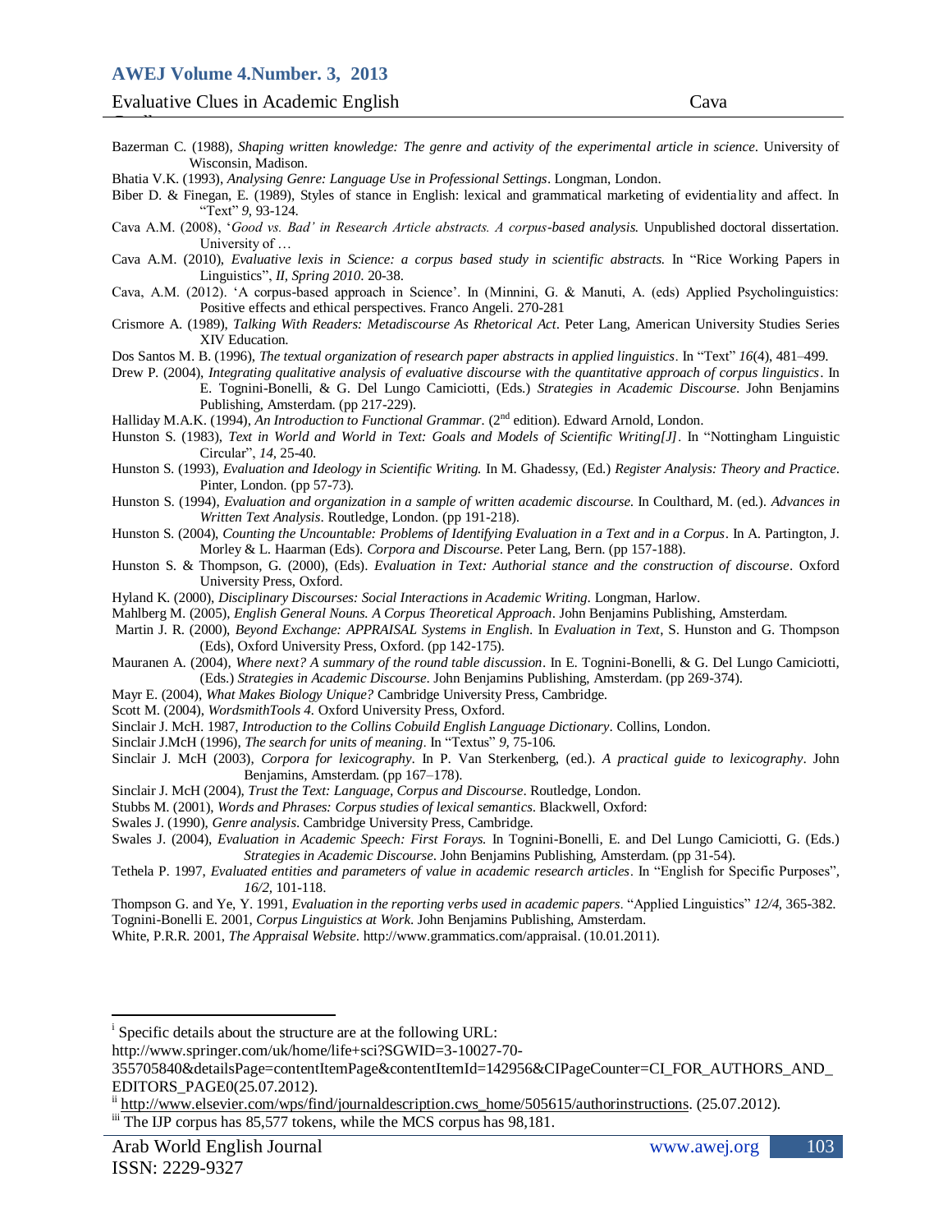Bazerman C. (1988), *Shaping written knowledge: The genre and activity of the experimental article in science*. University of Wisconsin, Madison.

Bhatia V.K. (1993), *Analysing Genre: Language Use in Professional Settings*. Longman, London.

Biber D. & Finegan, E. (1989), Styles of stance in English: lexical and grammatical marketing of evidentiality and affect. In "Text" *9*, 93-124.

Cava A.M. (2008), '*Good vs. Bad' in Research Article abstracts. A corpus-based analysis.* Unpublished doctoral dissertation. University of …

Cava A.M. (2010), *Evaluative lexis in Science: a corpus based study in scientific abstracts.* In "Rice Working Papers in Linguistics", *II, Spring 2010*. 20-38.

Cava, A.M. (2012). 'A corpus-based approach in Science'. In (Minnini, G. & Manuti, A. (eds) Applied Psycholinguistics: Positive effects and ethical perspectives. Franco Angeli. 270-281

Crismore A. (1989), *Talking With Readers: Metadiscourse As Rhetorical Act*. Peter Lang, American University Studies Series XIV Education.

Dos Santos M. B. (1996), *The textual organization of research paper abstracts in applied linguistics*. In "Text" *16*(4), 481–499.

Drew P. (2004), *Integrating qualitative analysis of evaluative discourse with the quantitative approach of corpus linguistics*. In E. Tognini-Bonelli, & G. Del Lungo Camiciotti, (Eds.) *Strategies in Academic Discourse*. John Benjamins Publishing, Amsterdam. (pp 217-229).

Halliday M.A.K. (1994), *An Introduction to Functional Grammar.* (2nd edition). Edward Arnold, London.

Hunston S. (1983), *Text in World and World in Text: Goals and Models of Scientific Writing[J]*. In "Nottingham Linguistic Circular", *14*, 25-40.

Hunston S. (1993), *Evaluation and Ideology in Scientific Writing.* In M. Ghadessy, (Ed.) *Register Analysis: Theory and Practice*. Pinter, London. (pp 57-73).

Hunston S. (1994), *Evaluation and organization in a sample of written academic discourse.* In Coulthard, M. (ed.). *Advances in Written Text Analysis*. Routledge, London. (pp 191-218).

Hunston S. (2004), *Counting the Uncountable: Problems of Identifying Evaluation in a Text and in a Corpus*. In A. Partington, J. Morley & L. Haarman (Eds). *Corpora and Discourse*. Peter Lang, Bern. (pp 157-188).

Hunston S. & Thompson, G. (2000), (Eds). *Evaluation in Text: Authorial stance and the construction of discourse*. Oxford University Press, Oxford.

Hyland K. (2000), *Disciplinary Discourses: Social Interactions in Academic Writing*. Longman, Harlow.

Mahlberg M. (2005), *English General Nouns. A Corpus Theoretical Approach*. John Benjamins Publishing, Amsterdam.

Martin J. R. (2000), *Beyond Exchange: APPRAISAL Systems in English*. In *Evaluation in Text*, S. Hunston and G. Thompson (Eds), Oxford University Press, Oxford. (pp 142-175).

Mauranen A. (2004), *Where next? A summary of the round table discussion*. In E. Tognini-Bonelli, & G. Del Lungo Camiciotti, (Eds.) *Strategies in Academic Discourse*. John Benjamins Publishing, Amsterdam. (pp 269-374).

Mayr E. (2004), *What Makes Biology Unique?* Cambridge University Press, Cambridge.

Scott M. (2004), *WordsmithTools 4*. Oxford University Press, Oxford.

Sinclair J. McH. 1987, *Introduction to the Collins Cobuild English Language Dictionary*. Collins, London.

Sinclair J.McH (1996), *The search for units of meaning*. In "Textus" *9*, 75-106.

Sinclair J. McH (2003), *Corpora for lexicography*. In P. Van Sterkenberg, (ed.). *A practical guide to lexicography*. John Benjamins, Amsterdam. (pp 167–178).

Sinclair J. McH (2004), *Trust the Text: Language, Corpus and Discourse*. Routledge, London.

Stubbs M. (2001), *Words and Phrases: Corpus studies of lexical semantics*. Blackwell, Oxford:

Swales J. (1990), *Genre analysis*. Cambridge University Press, Cambridge.

Swales J. (2004), *Evaluation in Academic Speech: First Forays.* In Tognini-Bonelli, E. and Del Lungo Camiciotti, G. (Eds.) *Strategies in Academic Discourse*. John Benjamins Publishing, Amsterdam. (pp 31-54).

Tethela P. 1997, *Evaluated entities and parameters of value in academic research articles*. In "English for Specific Purposes", *16/2*, 101-118.

Thompson G. and Ye, Y. 1991, *Evaluation in the reporting verbs used in academic papers*. "Applied Linguistics" *12/4*, 365-382.

Tognini-Bonelli E. 2001, *Corpus Linguistics at Work*. John Benjamins Publishing, Amsterdam.

White, P.R.R. 2001, *The Appraisal Website*. http://www.grammatics.com/appraisal. (10.01.2011).

---

[i] Specific details about the structure are at the following URL: http://www.springer.com/uk/home/life+sci?SGWID=3-10027-70-355705840&detailsPage=contentItemPage&contentItemId=142956&CIPageCounter=CI_FOR_AUTHORS_AND_EDITORS_PAGE0(25.07.2012).

[ii] http://www.elsevier.com/wps/find/journaldescription.cws_home/505615/authorinstructions. (25.07.2012).

[iii] The IJP corpus has 85,577 tokens, while the MCS corpus has 98,181.